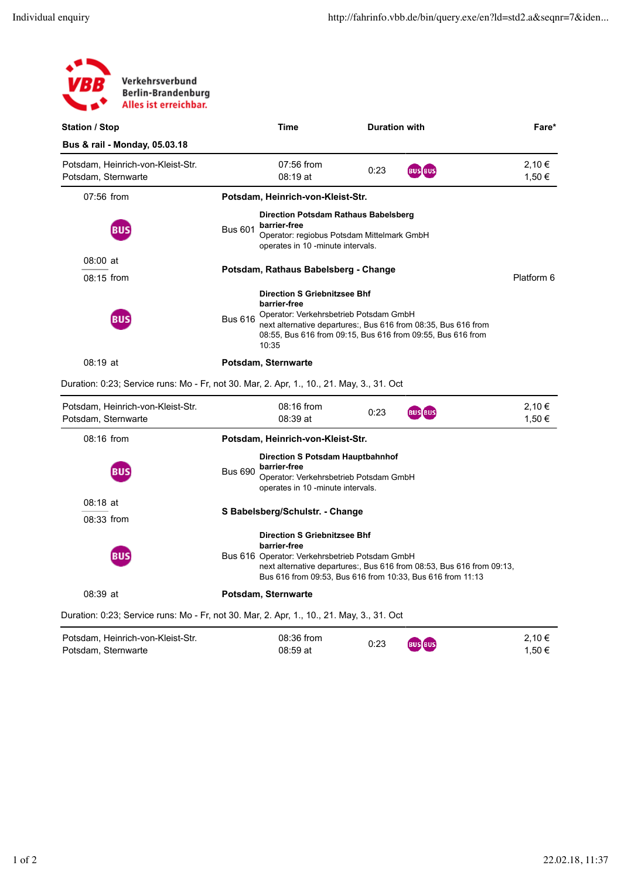**VBB** Verkehrsverbund Berlin-Brandenburg
Alles ist erreichbar.

| Station / Stop | Time | Duration with | | Fare* |
|---|---|---|---|---|
| **Bus & rail - Monday, 05.03.18** | | | | |
| Potsdam, Heinrich-von-Kleist-Str.<br>Potsdam, Sternwarte | 07:56 from<br>08:19 at | 0:23 | BUS BUS | 2,10 €<br>1,50 € |

| | | | |
|---|---|---|---|
| 07:56 from | | **Potsdam, Heinrich-von-Kleist-Str.** | |
| BUS | Bus 601 | **Direction Potsdam Rathaus Babelsberg**<br>**barrier-free**<br>Operator: regiobus Potsdam Mittelmark GmbH<br>operates in 10 -minute intervals. | |
| 08:00 at<br>08:15 from | | **Potsdam, Rathaus Babelsberg - Change** | Platform 6 |
| BUS | Bus 616 | **Direction S Griebnitzsee Bhf**<br>**barrier-free**<br>Operator: Verkehrsbetrieb Potsdam GmbH<br>next alternative departures:, Bus 616 from 08:35, Bus 616 from 08:55, Bus 616 from 09:15, Bus 616 from 09:55, Bus 616 from 10:35 | |
| 08:19 at | | **Potsdam, Sternwarte** | |

Duration: 0:23; Service runs: Mo - Fr, not 30. Mar, 2. Apr, 1., 10., 21. May, 3., 31. Oct

| | | | | |
|---|---|---|---|---|
| Potsdam, Heinrich-von-Kleist-Str.<br>Potsdam, Sternwarte | 08:16 from<br>08:39 at | 0:23 | BUS BUS | 2,10 €<br>1,50 € |

| | | |
|---|---|---|
| 08:16 from | | **Potsdam, Heinrich-von-Kleist-Str.** |
| BUS | Bus 690 | **Direction S Potsdam Hauptbahnhof**<br>**barrier-free**<br>Operator: Verkehrsbetrieb Potsdam GmbH<br>operates in 10 -minute intervals. |
| 08:18 at<br>08:33 from | | **S Babelsberg/Schulstr. - Change** |
| BUS | Bus 616 | **Direction S Griebnitzsee Bhf**<br>**barrier-free**<br>Operator: Verkehrsbetrieb Potsdam GmbH<br>next alternative departures:, Bus 616 from 08:53, Bus 616 from 09:13, Bus 616 from 09:53, Bus 616 from 10:33, Bus 616 from 11:13 |
| 08:39 at | | **Potsdam, Sternwarte** |

Duration: 0:23; Service runs: Mo - Fr, not 30. Mar, 2. Apr, 1., 10., 21. May, 3., 31. Oct

| | | | | |
|---|---|---|---|---|
| Potsdam, Heinrich-von-Kleist-Str.<br>Potsdam, Sternwarte | 08:36 from<br>08:59 at | 0:23 | BUS BUS | 2,10 €<br>1,50 € |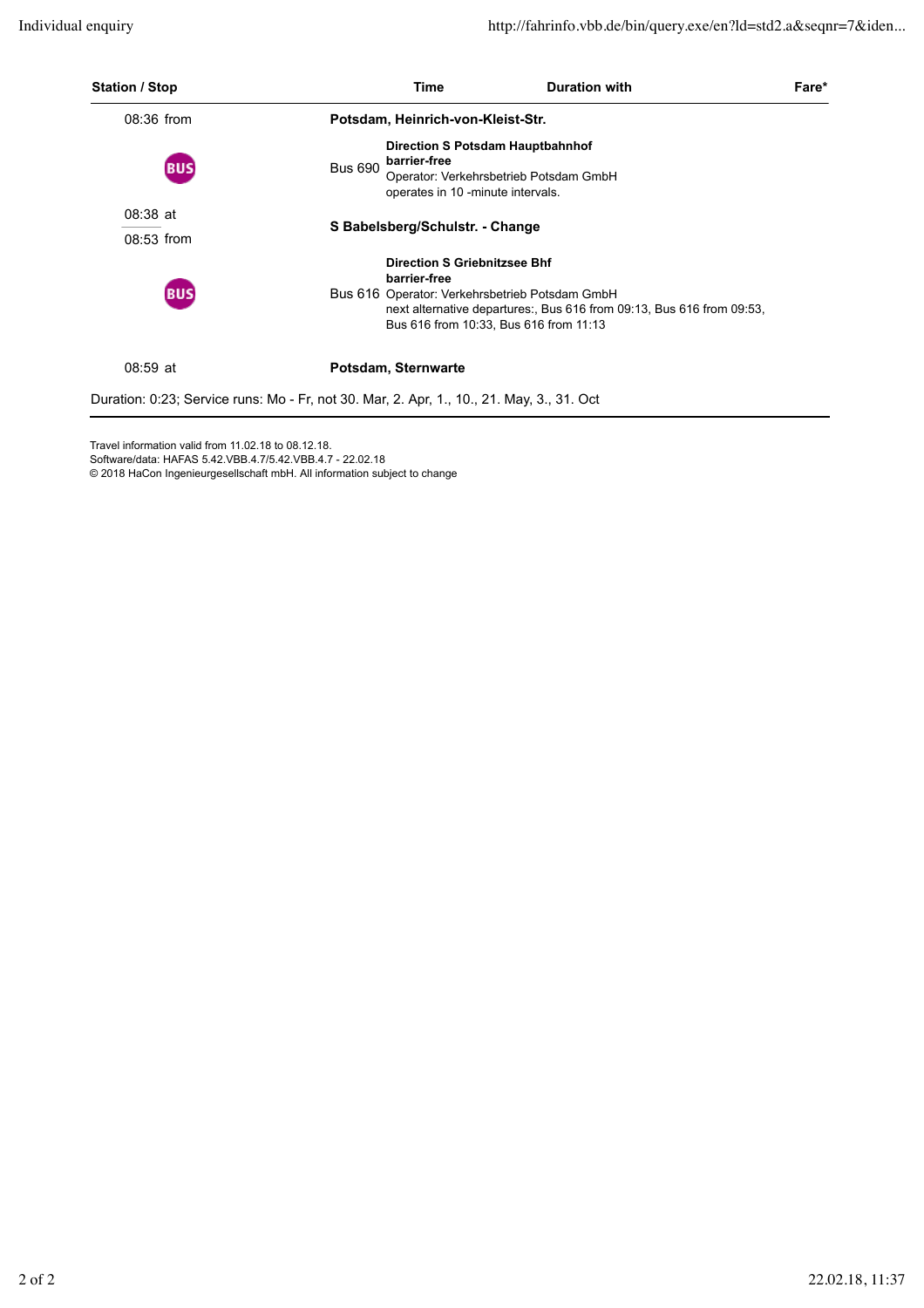| Station / Stop | Time | Duration with | Fare* |
|---|---|---|---|
| 08:36 from | Potsdam, Heinrich-von-Kleist-Str. | | |
| BUS | Bus 690 | **Direction S Potsdam Hauptbahnhof** **barrier-free** Operator: Verkehrsbetrieb Potsdam GmbH operates in 10 -minute intervals. | |
| 08:38 at / 08:53 from | S Babelsberg/Schulstr. - Change | | |
| BUS | Bus 616 | **Direction S Griebnitzsee Bhf** **barrier-free** Operator: Verkehrsbetrieb Potsdam GmbH next alternative departures:, Bus 616 from 09:13, Bus 616 from 09:53, Bus 616 from 10:33, Bus 616 from 11:13 | |
| 08:59 at | Potsdam, Sternwarte | | |

Duration: 0:23; Service runs: Mo - Fr, not 30. Mar, 2. Apr, 1., 10., 21. May, 3., 31. Oct

Travel information valid from 11.02.18 to 08.12.18.
Software/data: HAFAS 5.42.VBB.4.7/5.42.VBB.4.7 - 22.02.18
© 2018 HaCon Ingenieurgesellschaft mbH. All information subject to change